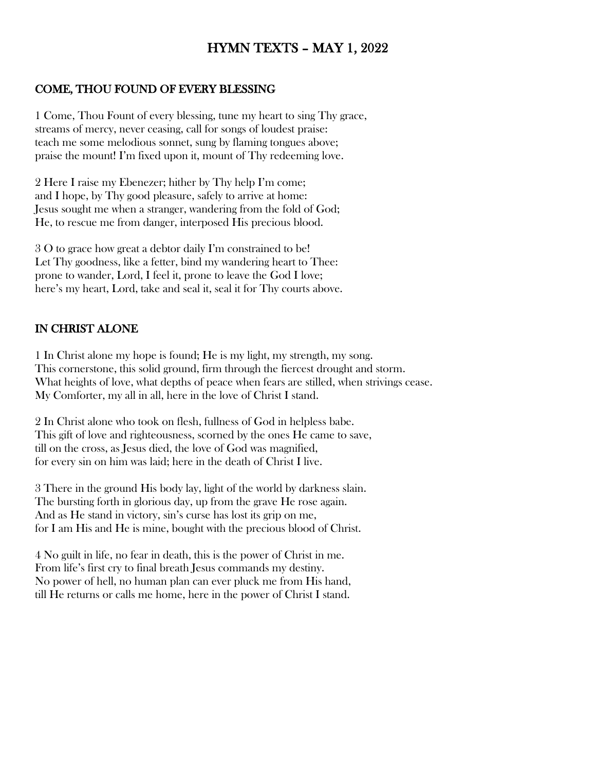# HYMN TEXTS – MAY 1, 2022

## COME, THOU FOUND OF EVERY BLESSING

1 Come, Thou Fount of every blessing, tune my heart to sing Thy grace,
streams of mercy, never ceasing, call for songs of loudest praise:
teach me some melodious sonnet, sung by flaming tongues above;
praise the mount! I'm fixed upon it, mount of Thy redeeming love.

2 Here I raise my Ebenezer; hither by Thy help I'm come;
and I hope, by Thy good pleasure, safely to arrive at home:
Jesus sought me when a stranger, wandering from the fold of God;
He, to rescue me from danger, interposed His precious blood.

3 O to grace how great a debtor daily I'm constrained to be!
Let Thy goodness, like a fetter, bind my wandering heart to Thee:
prone to wander, Lord, I feel it, prone to leave the God I love;
here's my heart, Lord, take and seal it, seal it for Thy courts above.

## IN CHRIST ALONE

1 In Christ alone my hope is found; He is my light, my strength, my song.
This cornerstone, this solid ground, firm through the fiercest drought and storm.
What heights of love, what depths of peace when fears are stilled, when strivings cease.
My Comforter, my all in all, here in the love of Christ I stand.

2 In Christ alone who took on flesh, fullness of God in helpless babe.
This gift of love and righteousness, scorned by the ones He came to save,
till on the cross, as Jesus died, the love of God was magnified,
for every sin on him was laid; here in the death of Christ I live.

3 There in the ground His body lay, light of the world by darkness slain.
The bursting forth in glorious day, up from the grave He rose again.
And as He stand in victory, sin's curse has lost its grip on me,
for I am His and He is mine, bought with the precious blood of Christ.

4 No guilt in life, no fear in death, this is the power of Christ in me.
From life's first cry to final breath Jesus commands my destiny.
No power of hell, no human plan can ever pluck me from His hand,
till He returns or calls me home, here in the power of Christ I stand.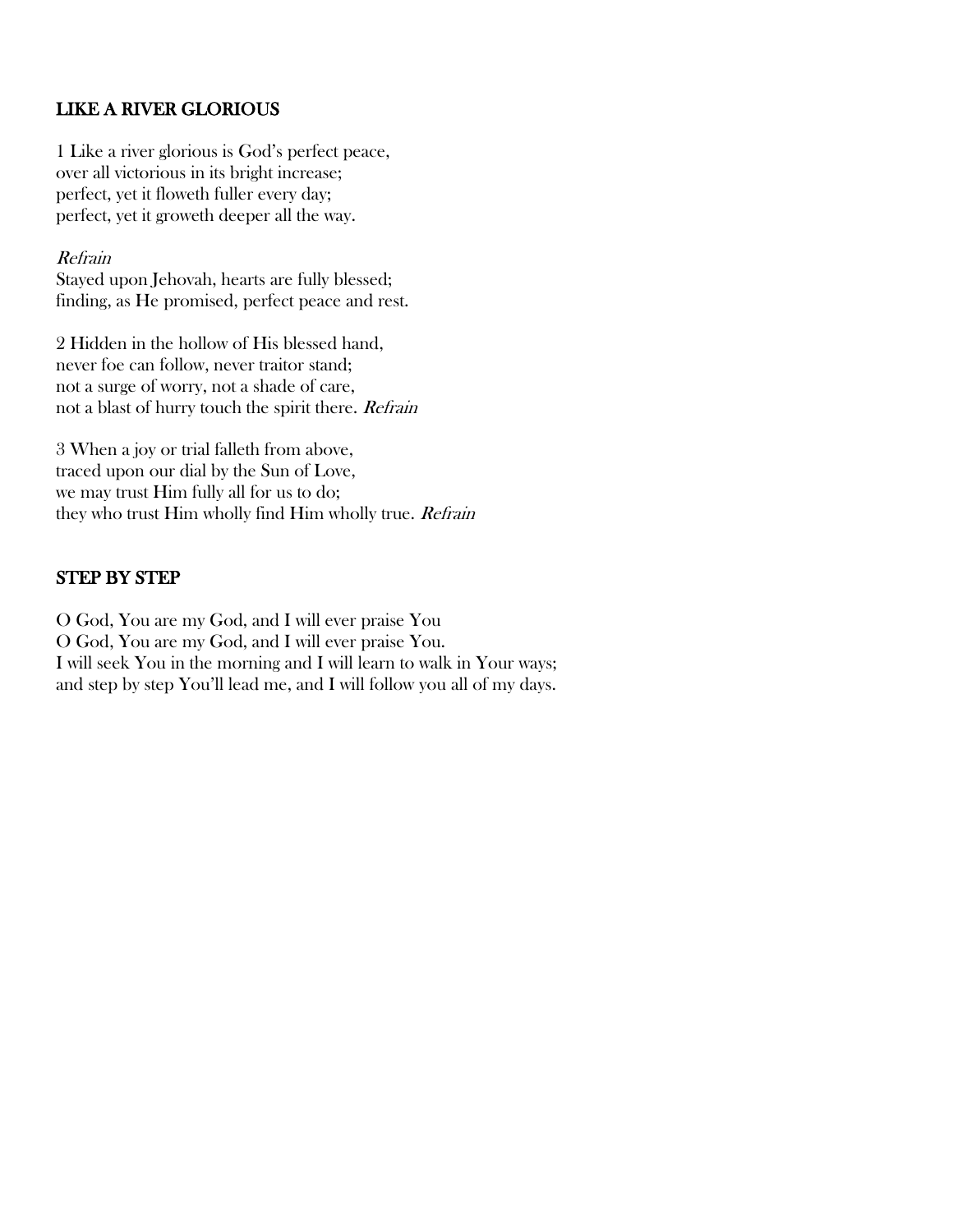## LIKE A RIVER GLORIOUS

1 Like a river glorious is God's perfect peace,
over all victorious in its bright increase;
perfect, yet it floweth fuller every day;
perfect, yet it groweth deeper all the way.

*Refrain*
Stayed upon Jehovah, hearts are fully blessed;
finding, as He promised, perfect peace and rest.

2 Hidden in the hollow of His blessed hand,
never foe can follow, never traitor stand;
not a surge of worry, not a shade of care,
not a blast of hurry touch the spirit there. *Refrain*

3 When a joy or trial falleth from above,
traced upon our dial by the Sun of Love,
we may trust Him fully all for us to do;
they who trust Him wholly find Him wholly true. *Refrain*

## STEP BY STEP

O God, You are my God, and I will ever praise You
O God, You are my God, and I will ever praise You.
I will seek You in the morning and I will learn to walk in Your ways;
and step by step You'll lead me, and I will follow you all of my days.